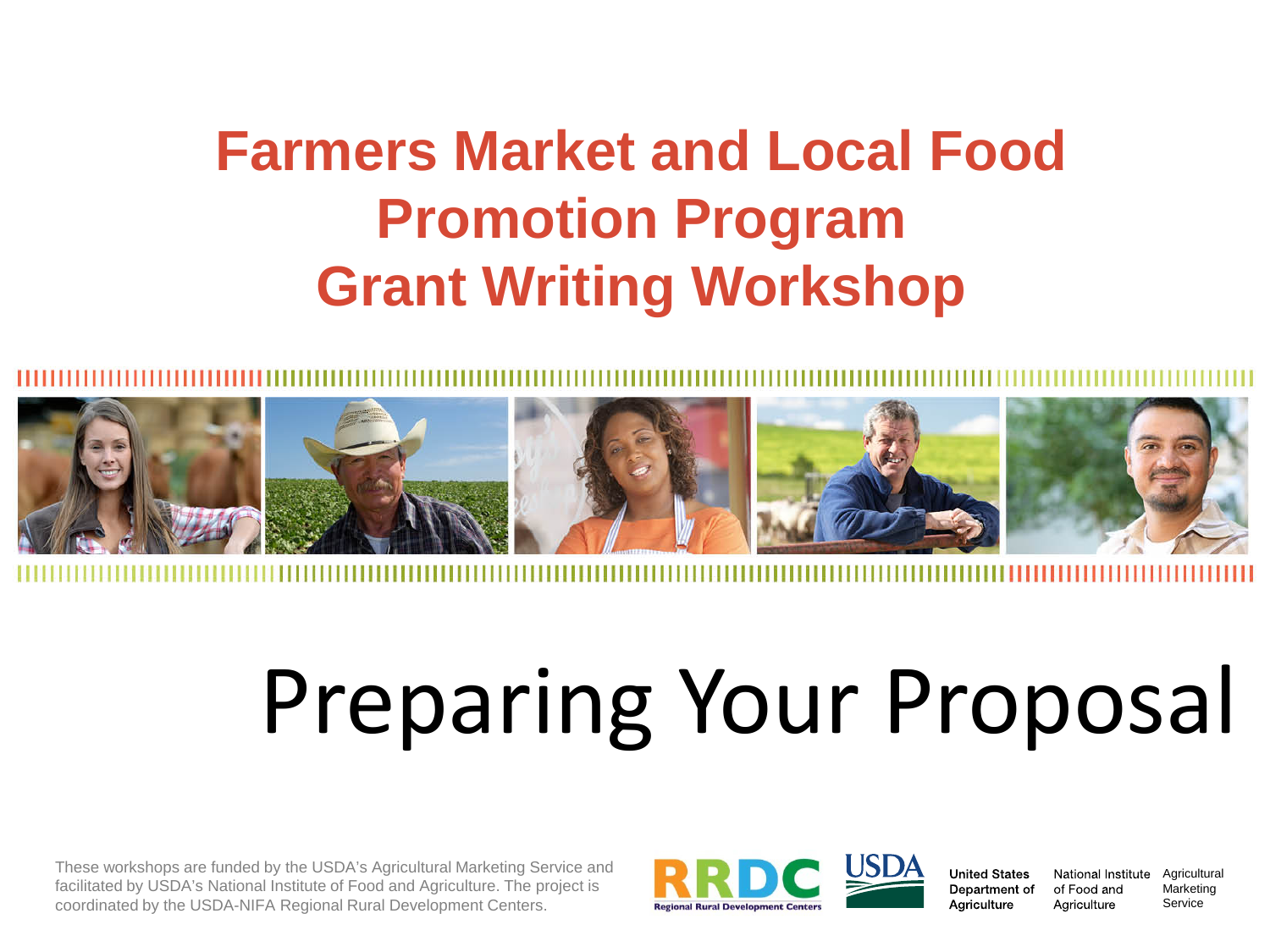# Farmers Market and Local Food Promotion Program Grant Writing Workshop

# Preparing Your Proposal

These workshops are funded by the USDA's Agricultural Marketing Service and facilitated by USDA's National Institute of Food and Agriculture. The project is coordinated by the USDA-NIFA Regional Rural Development Centers.

RRDC Regional Rural Development Centers

USDA United States Department of Agriculture

National Institute of Food and Agriculture

Agricultural Marketing Service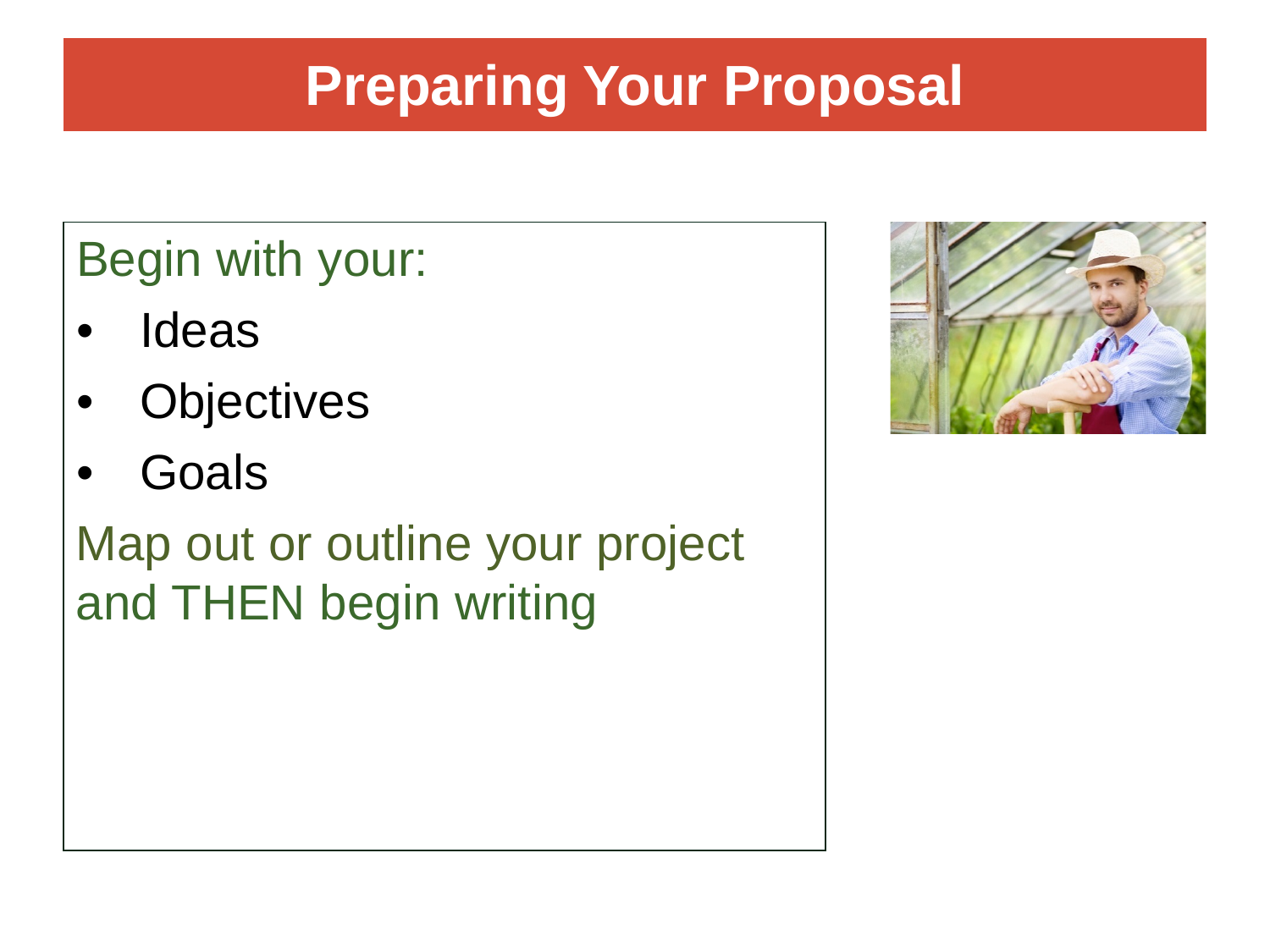# Preparing Your Proposal

Begin with your:

- Ideas
- Objectives
- Goals

Map out or outline your project and THEN begin writing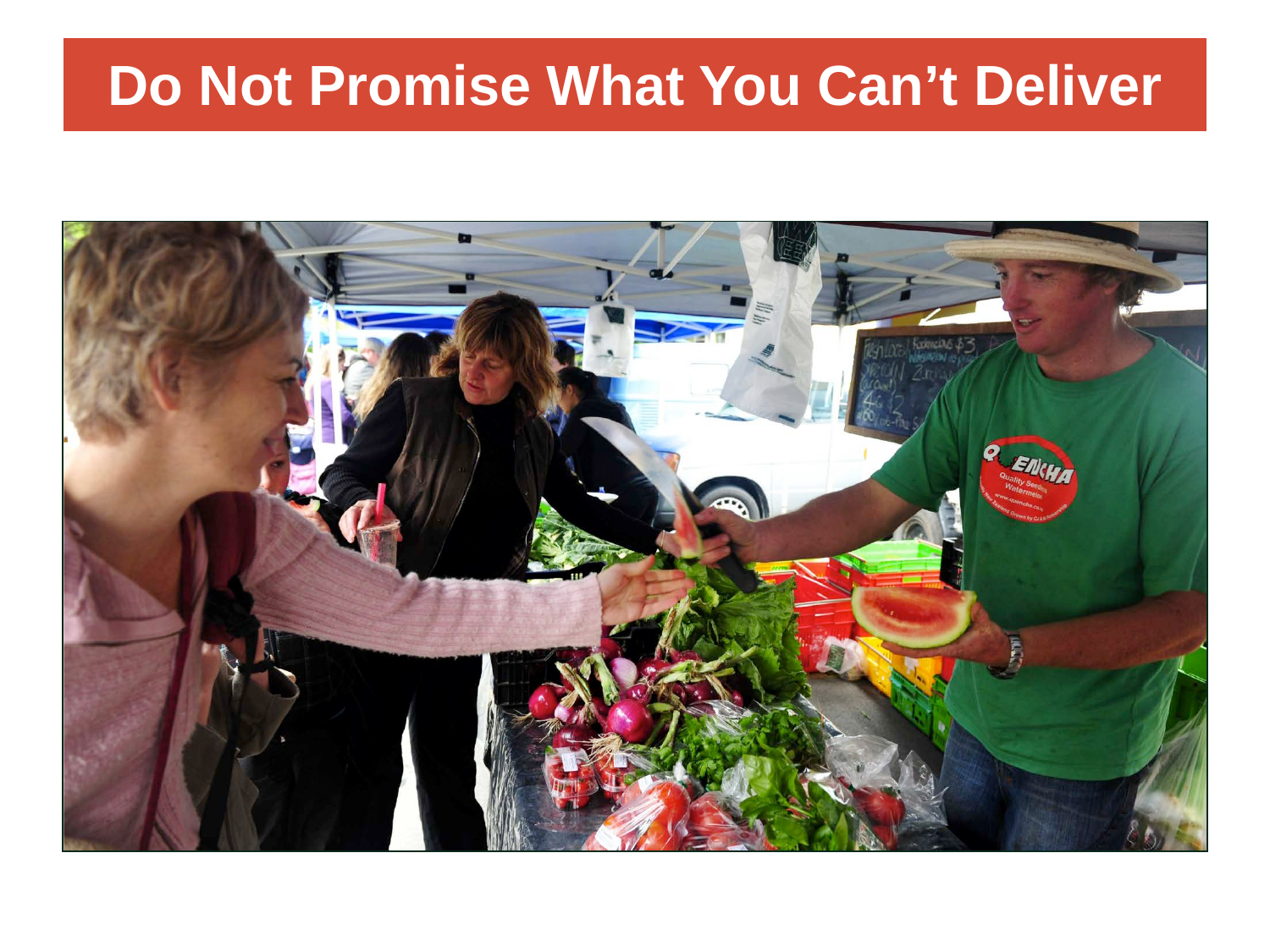# Do Not Promise What You Can't Deliver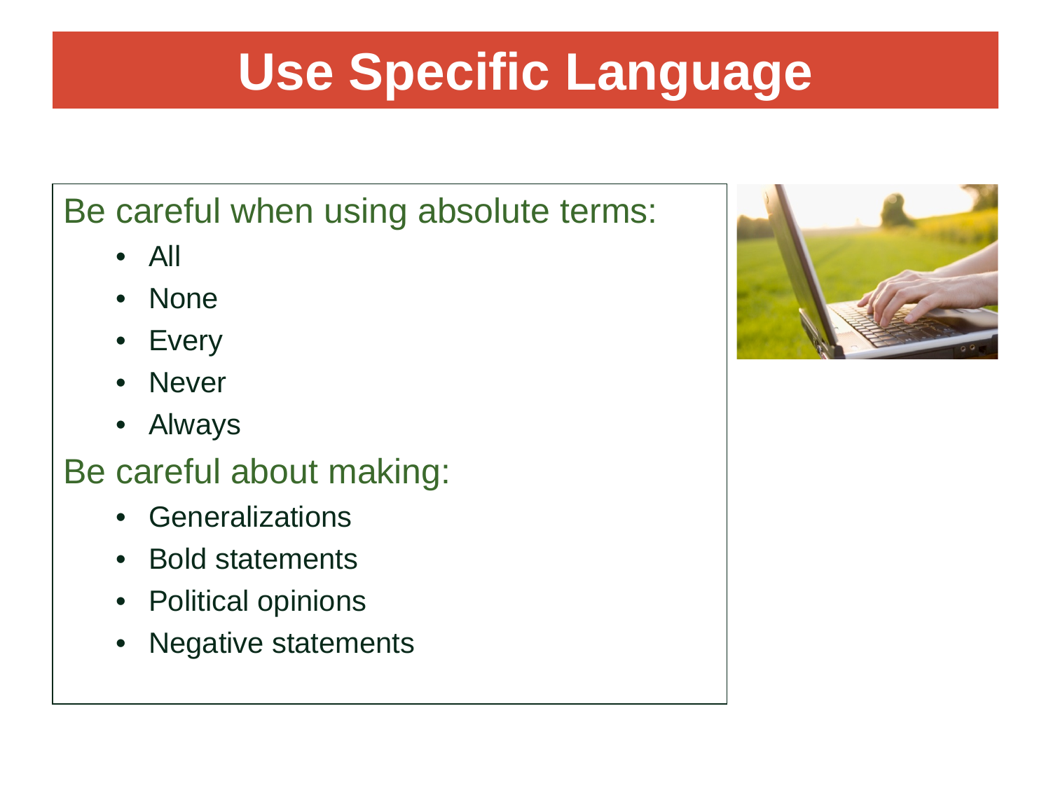# Use Specific Language

Be careful when using absolute terms:

- All
- None
- Every
- Never
- Always

Be careful about making:

- Generalizations
- Bold statements
- Political opinions
- Negative statements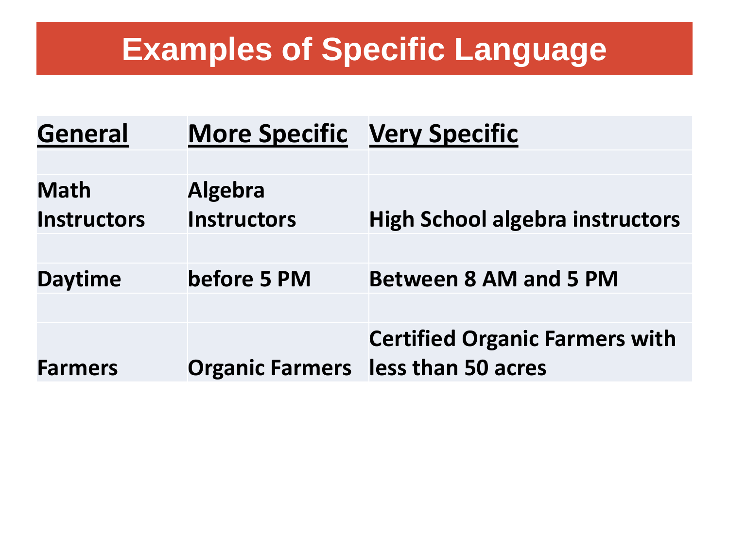# Examples of Specific Language

| General | More Specific | Very Specific |
|---|---|---|
| Math Instructors | Algebra Instructors | High School algebra instructors |
| Daytime | before 5 PM | Between 8 AM and 5 PM |
| Farmers | Organic Farmers | Certified Organic Farmers with less than 50 acres |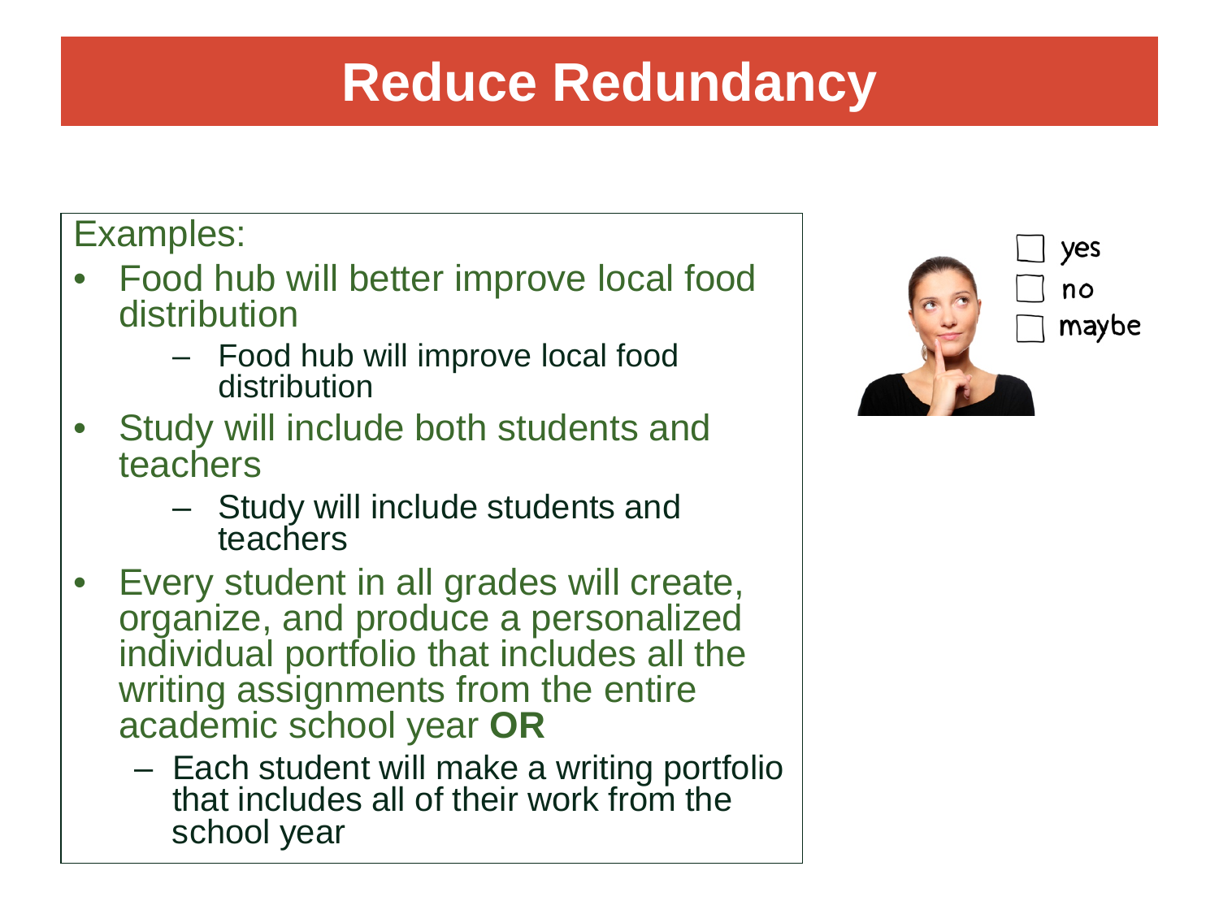# Reduce Redundancy

Examples:

- Food hub will better improve local food distribution
  - Food hub will improve local food distribution
- Study will include both students and teachers
  - Study will include students and teachers
- Every student in all grades will create, organize, and produce a personalized individual portfolio that includes all the writing assignments from the entire academic school year **OR**
  - Each student will make a writing portfolio that includes all of their work from the school year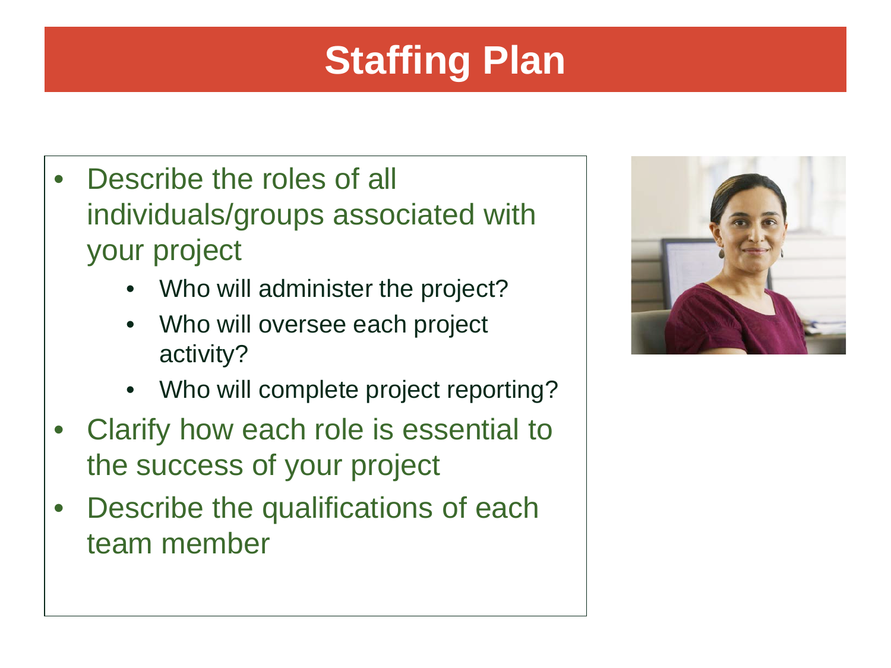# Staffing Plan

- Describe the roles of all individuals/groups associated with your project
  - Who will administer the project?
  - Who will oversee each project activity?
  - Who will complete project reporting?
- Clarify how each role is essential to the success of your project
- Describe the qualifications of each team member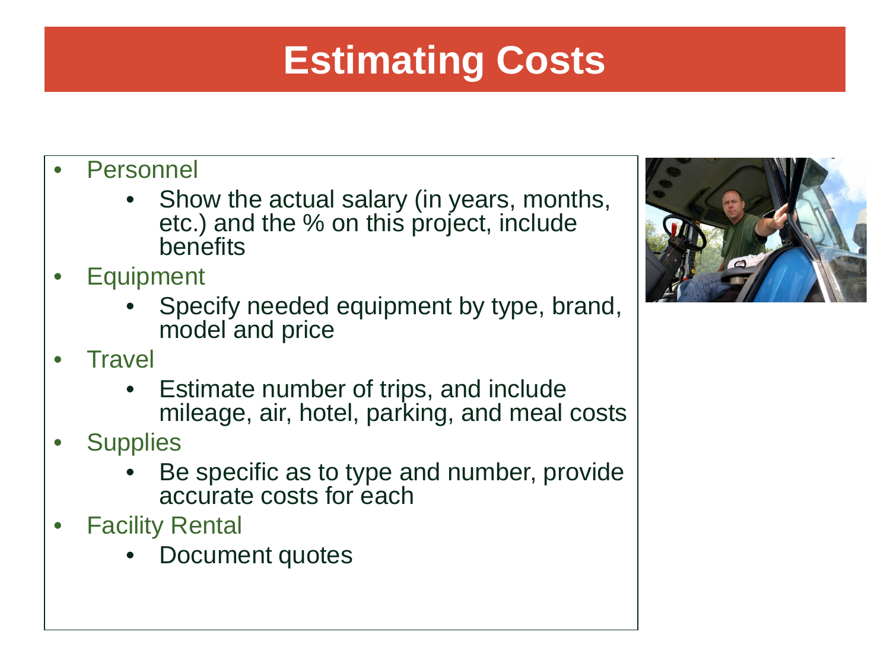# Estimating Costs

- Personnel
  - Show the actual salary (in years, months, etc.) and the % on this project, include benefits
- Equipment
  - Specify needed equipment by type, brand, model and price
- Travel
  - Estimate number of trips, and include mileage, air, hotel, parking, and meal costs
- Supplies
  - Be specific as to type and number, provide accurate costs for each
- Facility Rental
  - Document quotes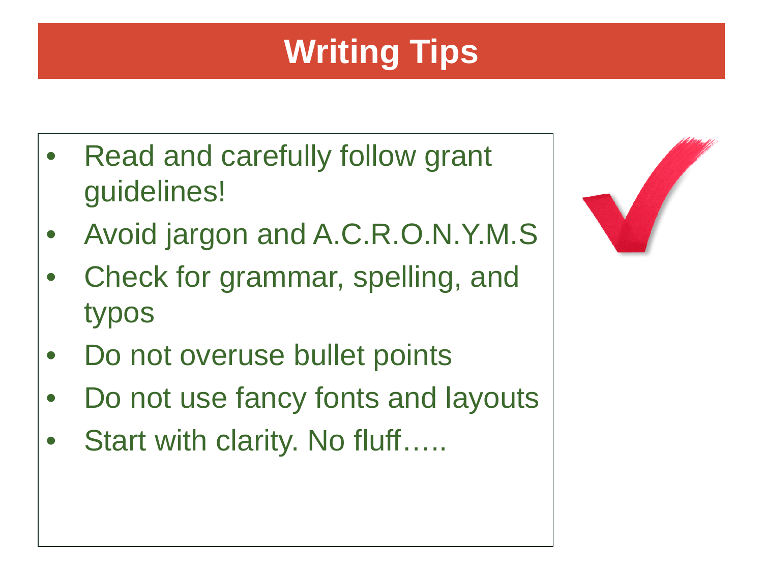# Writing Tips

- Read and carefully follow grant guidelines!
- Avoid jargon and A.C.R.O.N.Y.M.S
- Check for grammar, spelling, and typos
- Do not overuse bullet points
- Do not use fancy fonts and layouts
- Start with clarity. No fluff…..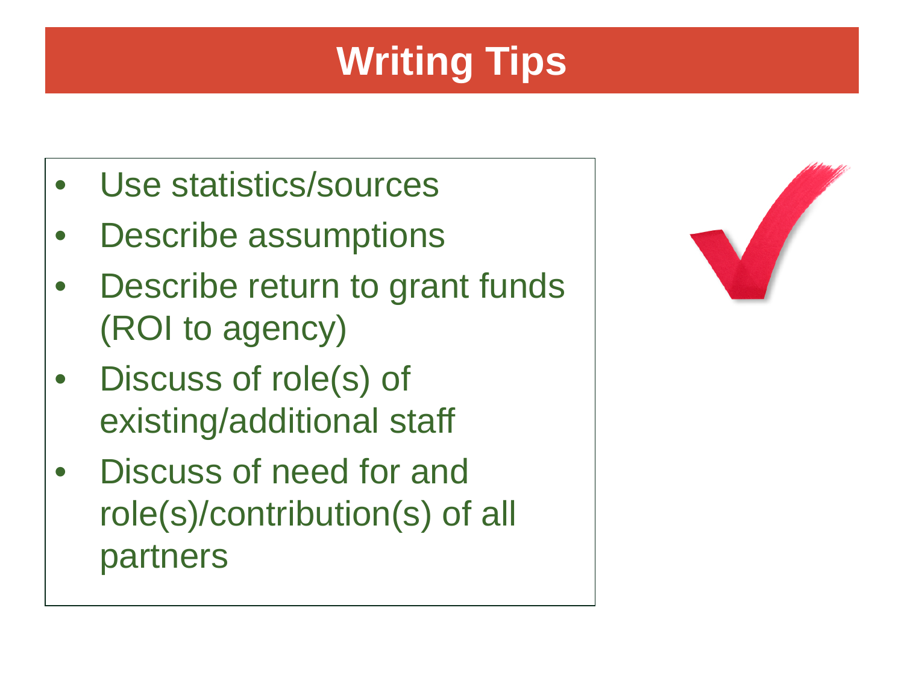# Writing Tips

- Use statistics/sources
- Describe assumptions
- Describe return to grant funds (ROI to agency)
- Discuss of role(s) of existing/additional staff
- Discuss of need for and role(s)/contribution(s) of all partners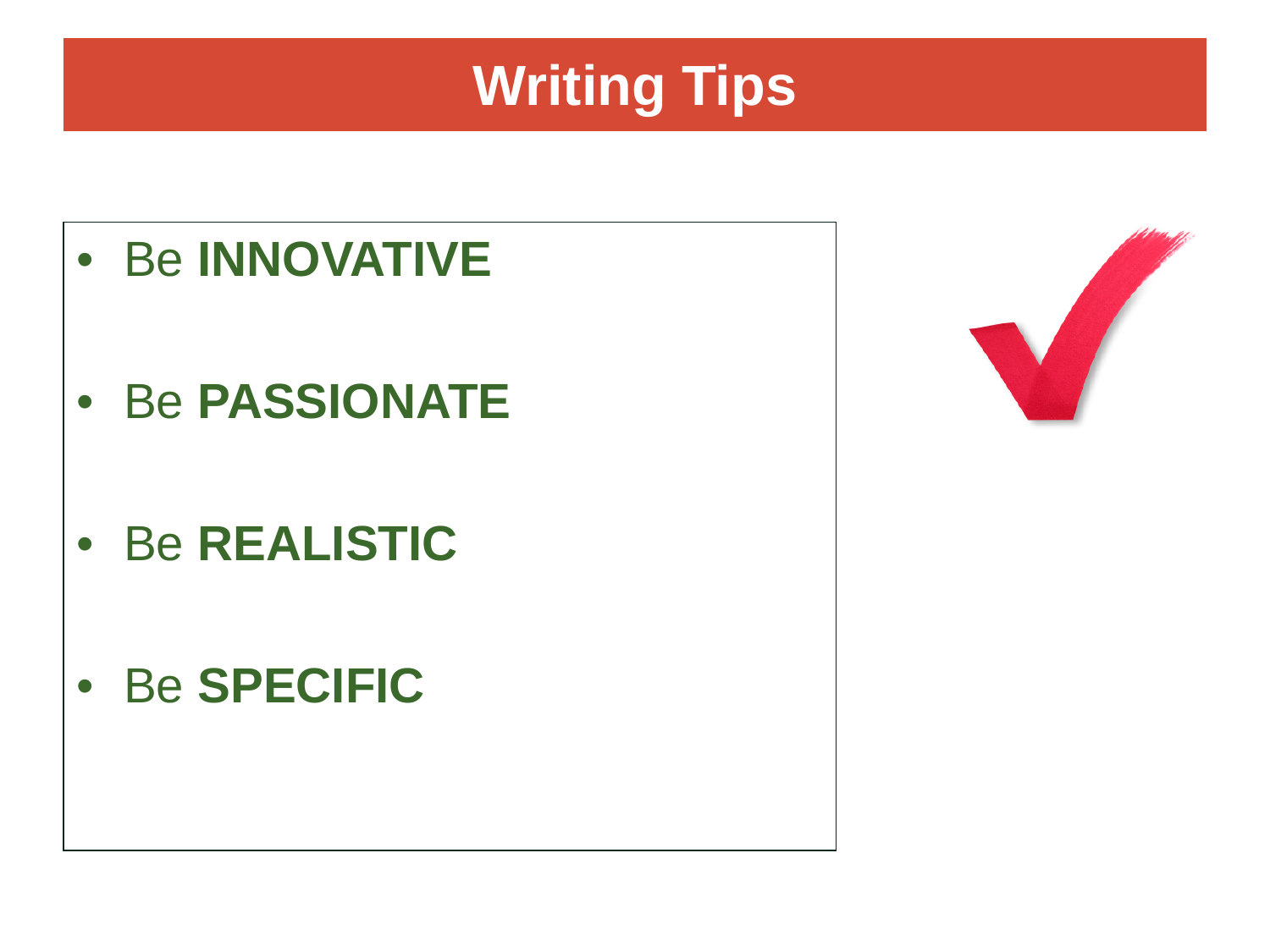# Writing Tips

- Be **INNOVATIVE**
- Be **PASSIONATE**
- Be **REALISTIC**
- Be **SPECIFIC**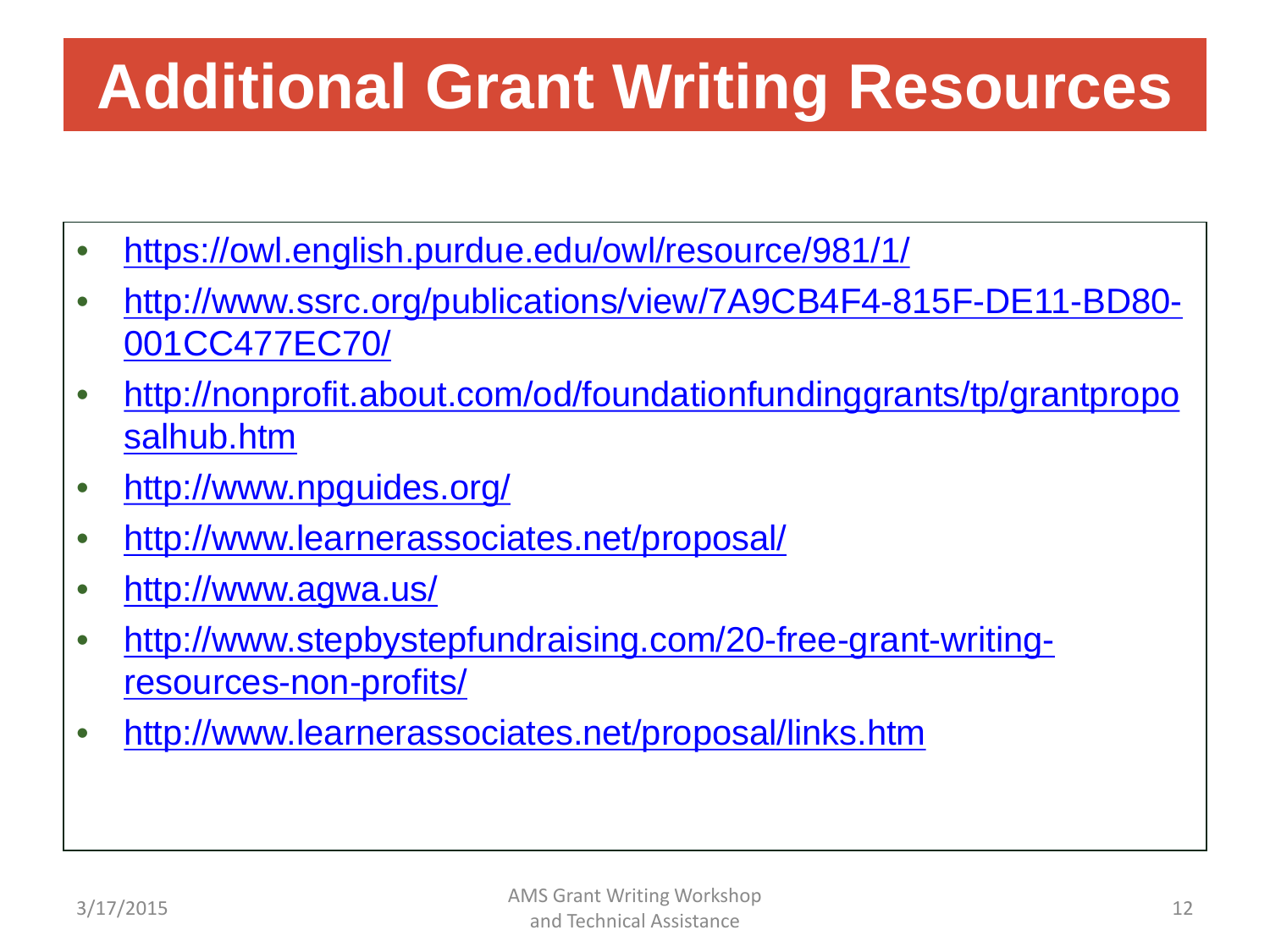# Additional Grant Writing Resources

- https://owl.english.purdue.edu/owl/resource/981/1/
- http://www.ssrc.org/publications/view/7A9CB4F4-815F-DE11-BD80-001CC477EC70/
- http://nonprofit.about.com/od/foundationfundinggrants/tp/grantproposalhub.htm
- http://www.npguides.org/
- http://www.learnerassociates.net/proposal/
- http://www.agwa.us/
- http://www.stepbystepfundraising.com/20-free-grant-writing-resources-non-profits/
- http://www.learnerassociates.net/proposal/links.htm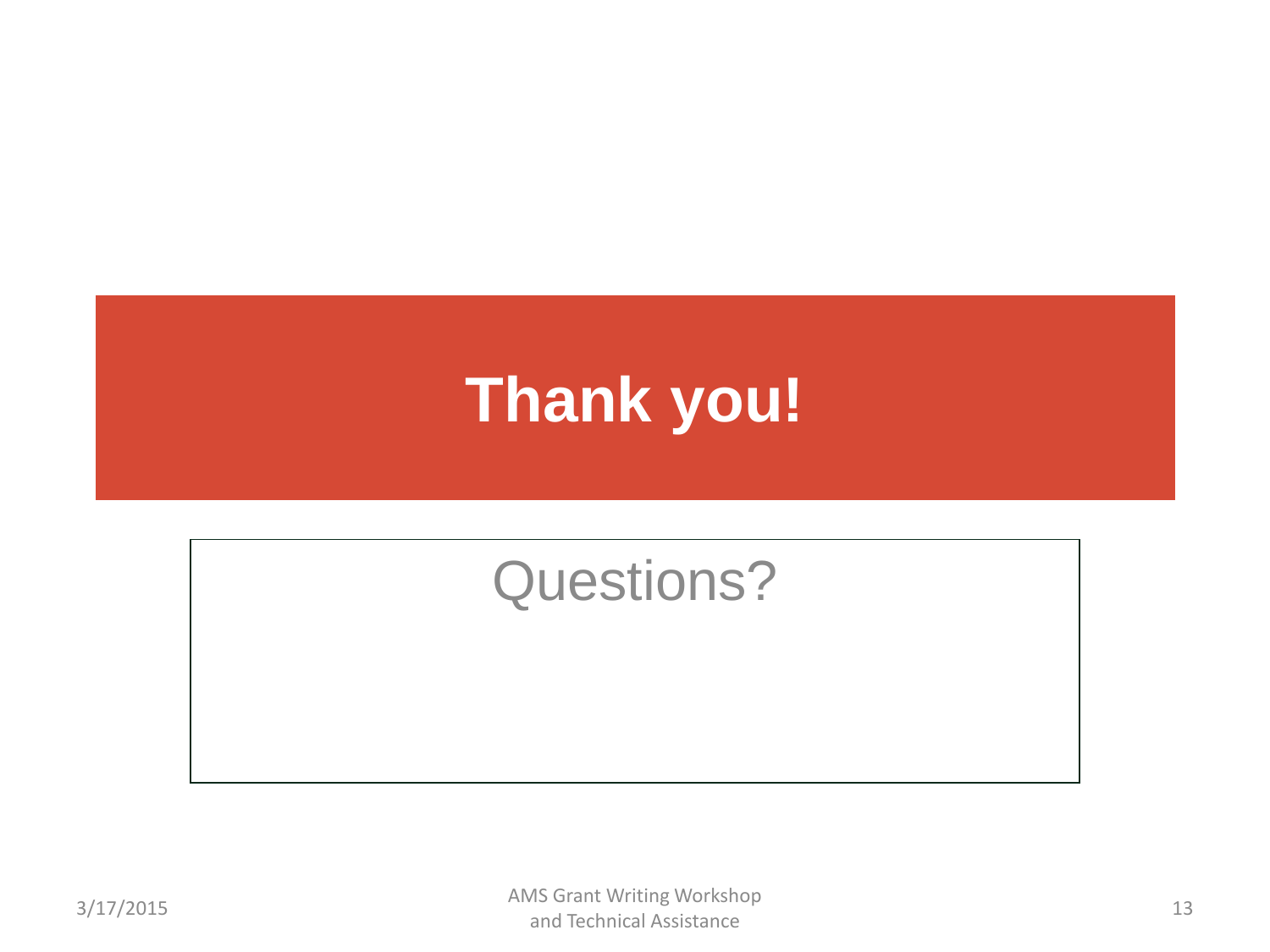# Thank you!

Questions?